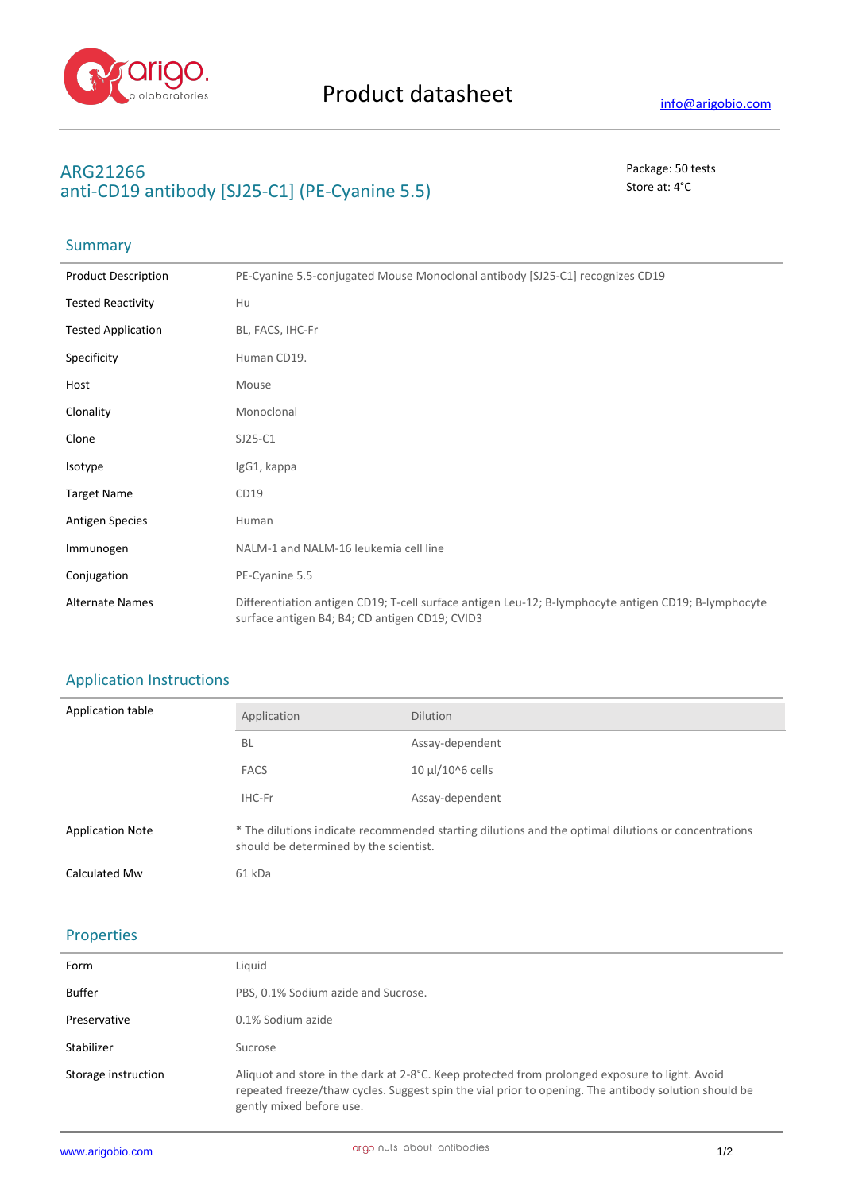# Product datasheet

info@arigobio.com

## ARG21266
## anti-CD19 antibody [SJ25-C1] (PE-Cyanine 5.5)

Package: 50 tests
Store at: 4°C

### Summary

| | |
|---|---|
| Product Description | PE-Cyanine 5.5-conjugated Mouse Monoclonal antibody [SJ25-C1] recognizes CD19 |
| Tested Reactivity | Hu |
| Tested Application | BL, FACS, IHC-Fr |
| Specificity | Human CD19. |
| Host | Mouse |
| Clonality | Monoclonal |
| Clone | SJ25-C1 |
| Isotype | IgG1, kappa |
| Target Name | CD19 |
| Antigen Species | Human |
| Immunogen | NALM-1 and NALM-16 leukemia cell line |
| Conjugation | PE-Cyanine 5.5 |
| Alternate Names | Differentiation antigen CD19; T-cell surface antigen Leu-12; B-lymphocyte antigen CD19; B-lymphocyte surface antigen B4; B4; CD antigen CD19; CVID3 |

### Application Instructions

Application table

| Application | Dilution |
|---|---|
| BL | Assay-dependent |
| FACS | 10 µl/10^6 cells |
| IHC-Fr | Assay-dependent |

| | |
|---|---|
| Application Note | * The dilutions indicate recommended starting dilutions and the optimal dilutions or concentrations should be determined by the scientist. |
| Calculated Mw | 61 kDa |

### Properties

| | |
|---|---|
| Form | Liquid |
| Buffer | PBS, 0.1% Sodium azide and Sucrose. |
| Preservative | 0.1% Sodium azide |
| Stabilizer | Sucrose |
| Storage instruction | Aliquot and store in the dark at 2-8°C. Keep protected from prolonged exposure to light. Avoid repeated freeze/thaw cycles. Suggest spin the vial prior to opening. The antibody solution should be gently mixed before use. |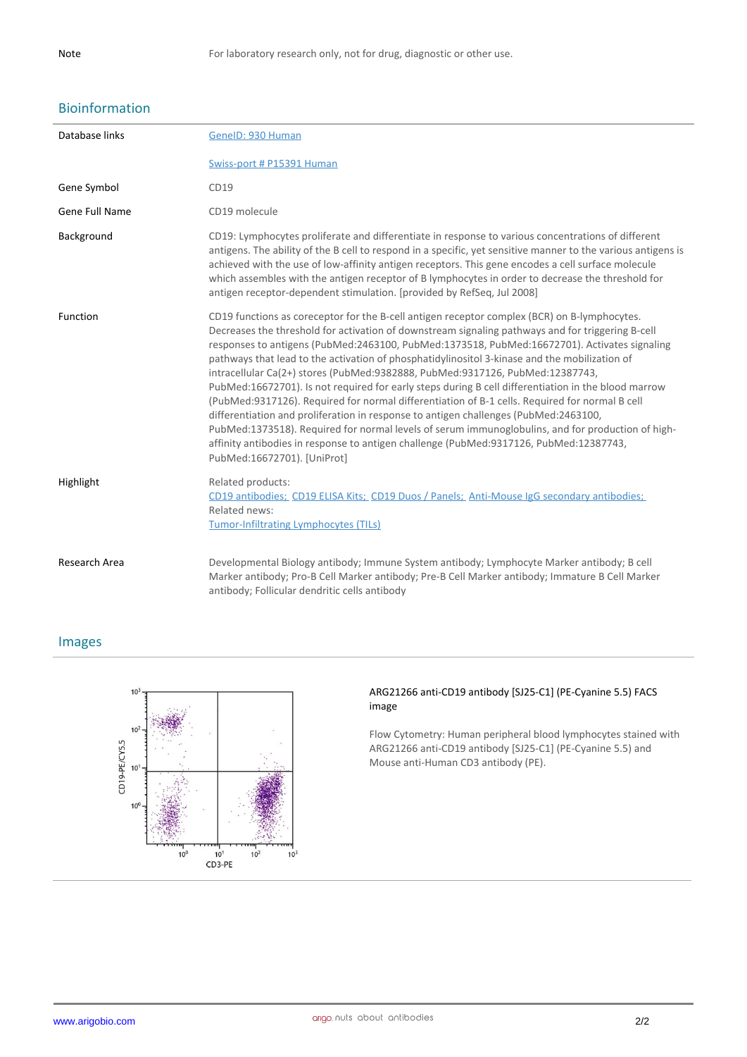| | |
|---|---|
| Note | For laboratory research only, not for drug, diagnostic or other use. |

## Bioinformation

| | |
|---|---|
| Database links | [GeneID: 930 Human](#)<br><br>[Swiss-port # P15391 Human](#) |
| Gene Symbol | CD19 |
| Gene Full Name | CD19 molecule |
| Background | CD19: Lymphocytes proliferate and differentiate in response to various concentrations of different antigens. The ability of the B cell to respond in a specific, yet sensitive manner to the various antigens is achieved with the use of low-affinity antigen receptors. This gene encodes a cell surface molecule which assembles with the antigen receptor of B lymphocytes in order to decrease the threshold for antigen receptor-dependent stimulation. [provided by RefSeq, Jul 2008] |
| Function | CD19 functions as coreceptor for the B-cell antigen receptor complex (BCR) on B-lymphocytes. Decreases the threshold for activation of downstream signaling pathways and for triggering B-cell responses to antigens (PubMed:2463100, PubMed:1373518, PubMed:16672701). Activates signaling pathways that lead to the activation of phosphatidylinositol 3-kinase and the mobilization of intracellular Ca(2+) stores (PubMed:9382888, PubMed:9317126, PubMed:12387743, PubMed:16672701). Is not required for early steps during B cell differentiation in the blood marrow (PubMed:9317126). Required for normal differentiation of B-1 cells. Required for normal B cell differentiation and proliferation in response to antigen challenges (PubMed:2463100, PubMed:1373518). Required for normal levels of serum immunoglobulins, and for production of high-affinity antibodies in response to antigen challenge (PubMed:9317126, PubMed:12387743, PubMed:16672701). [UniProt] |
| Highlight | Related products:<br>[CD19 antibodies;](#) [CD19 ELISA Kits;](#) [CD19 Duos / Panels;](#) [Anti-Mouse IgG secondary antibodies;](#)<br>Related news:<br>[Tumor-Infiltrating Lymphocytes (TILs)](#) |
| Research Area | Developmental Biology antibody; Immune System antibody; Lymphocyte Marker antibody; B cell Marker antibody; Pro-B Cell Marker antibody; Pre-B Cell Marker antibody; Immature B Cell Marker antibody; Follicular dendritic cells antibody |

## Images

CD19-PE/CY5.5

CD3-PE

$10^0$ $10^1$ $10^2$ $10^3$

**ARG21266 anti-CD19 antibody [SJ25-C1] (PE-Cyanine 5.5) FACS image**

Flow Cytometry: Human peripheral blood lymphocytes stained with ARG21266 anti-CD19 antibody [SJ25-C1] (PE-Cyanine 5.5) and Mouse anti-Human CD3 antibody (PE).